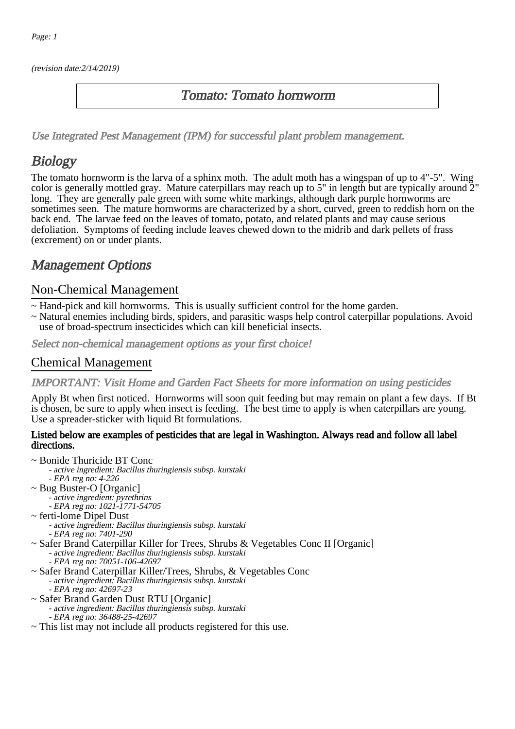*(revision date:2/14/2019)*

# Tomato: Tomato hornworm

*Use Integrated Pest Management (IPM) for successful plant problem management.*

## Biology

The tomato hornworm is the larva of a sphinx moth. The adult moth has a wingspan of up to 4"-5". Wing color is generally mottled gray. Mature caterpillars may reach up to 5" in length but are typically around 2" long. They are generally pale green with some white markings, although dark purple hornworms are sometimes seen. The mature hornworms are characterized by a short, curved, green to reddish horn on the back end. The larvae feed on the leaves of tomato, potato, and related plants and may cause serious defoliation. Symptoms of feeding include leaves chewed down to the midrib and dark pellets of frass (excrement) on or under plants.

## Management Options

### Non-Chemical Management

~ Hand-pick and kill hornworms. This is usually sufficient control for the home garden.

~ Natural enemies including birds, spiders, and parasitic wasps help control caterpillar populations. Avoid use of broad-spectrum insecticides which can kill beneficial insects.

*Select non-chemical management options as your first choice!*

### Chemical Management

*IMPORTANT: Visit Home and Garden Fact Sheets for more information on using pesticides*

Apply Bt when first noticed. Hornworms will soon quit feeding but may remain on plant a few days. If Bt is chosen, be sure to apply when insect is feeding. The best time to apply is when caterpillars are young. Use a spreader-sticker with liquid Bt formulations.

**Listed below are examples of pesticides that are legal in Washington. Always read and follow all label directions.**

~ Bonide Thuricide BT Conc
- *active ingredient: Bacillus thuringiensis subsp. kurstaki*
- *EPA reg no: 4-226*

~ Bug Buster-O [Organic]
- *active ingredient: pyrethrins*
- *EPA reg no: 1021-1771-54705*

~ ferti-lome Dipel Dust
- *active ingredient: Bacillus thuringiensis subsp. kurstaki*
- *EPA reg no: 7401-290*

~ Safer Brand Caterpillar Killer for Trees, Shrubs & Vegetables Conc II [Organic]
- *active ingredient: Bacillus thuringiensis subsp. kurstaki*
- *EPA reg no: 70051-106-42697*

~ Safer Brand Caterpillar Killer/Trees, Shrubs, & Vegetables Conc
- *active ingredient: Bacillus thuringiensis subsp. kurstaki*
- *EPA reg no: 42697-23*

~ Safer Brand Garden Dust RTU [Organic]
- *active ingredient: Bacillus thuringiensis subsp. kurstaki*
- *EPA reg no: 36488-25-42697*

~ This list may not include all products registered for this use.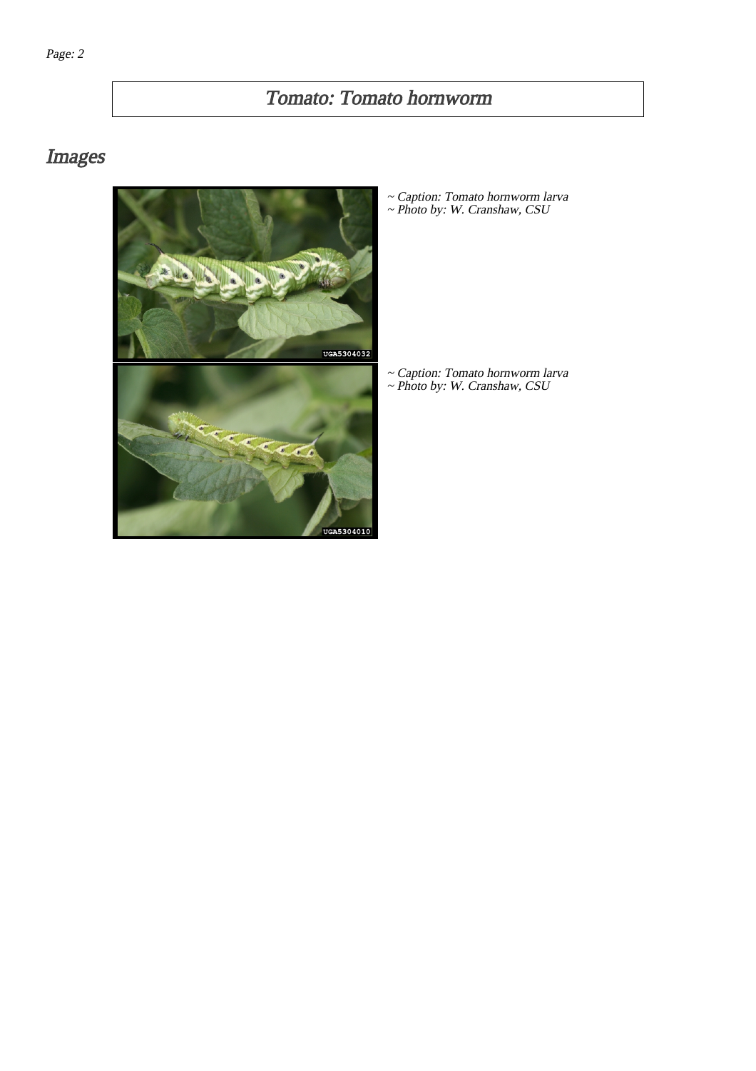# Tomato: Tomato hornworm

## Images

~ Caption: Tomato hornworm larva
~ Photo by: W. Cranshaw, CSU

~ Caption: Tomato hornworm larva
~ Photo by: W. Cranshaw, CSU